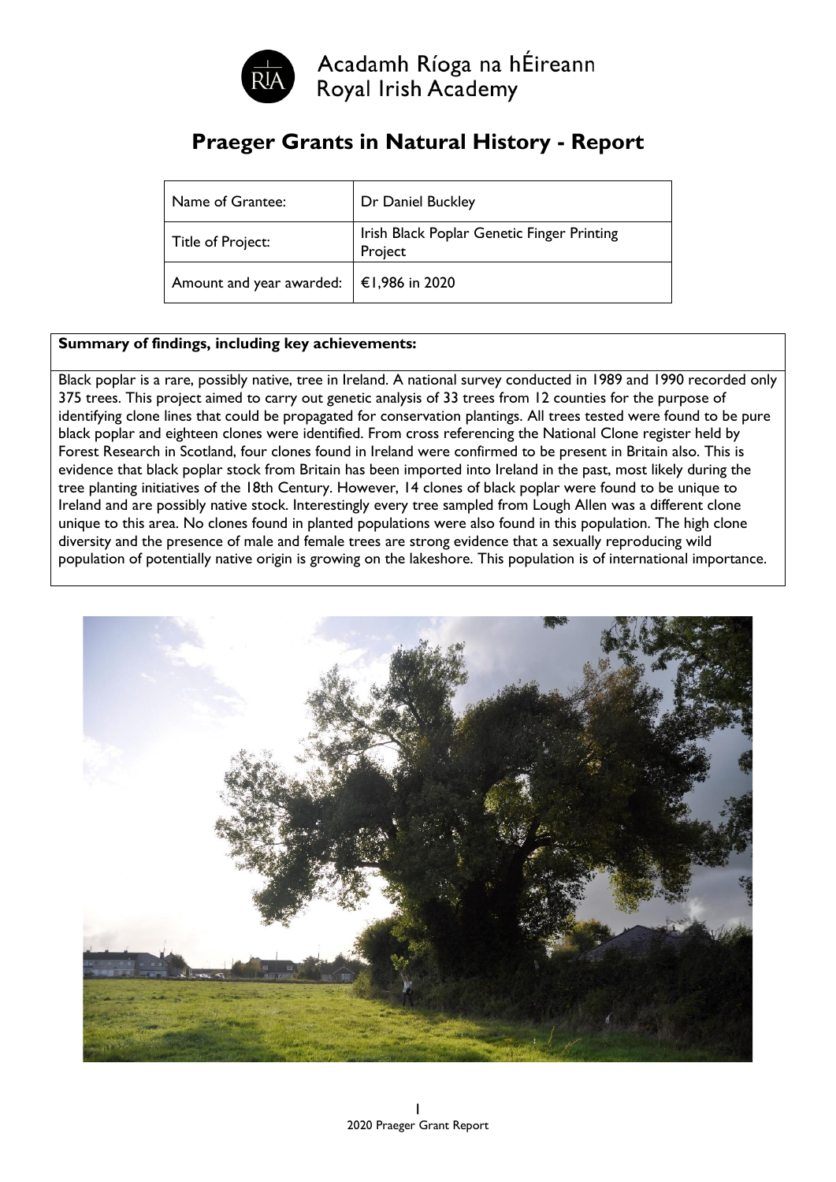Acadamh Ríoga na hÉireann
Royal Irish Academy

# Praeger Grants in Natural History - Report

| | |
|---|---|
| Name of Grantee: | Dr Daniel Buckley |
| Title of Project: | Irish Black Poplar Genetic Finger Printing Project |
| Amount and year awarded: | €1,986 in 2020 |

**Summary of findings, including key achievements:**

Black poplar is a rare, possibly native, tree in Ireland. A national survey conducted in 1989 and 1990 recorded only 375 trees. This project aimed to carry out genetic analysis of 33 trees from 12 counties for the purpose of identifying clone lines that could be propagated for conservation plantings. All trees tested were found to be pure black poplar and eighteen clones were identified. From cross referencing the National Clone register held by Forest Research in Scotland, four clones found in Ireland were confirmed to be present in Britain also. This is evidence that black poplar stock from Britain has been imported into Ireland in the past, most likely during the tree planting initiatives of the 18th Century. However, 14 clones of black poplar were found to be unique to Ireland and are possibly native stock. Interestingly every tree sampled from Lough Allen was a different clone unique to this area. No clones found in planted populations were also found in this population. The high clone diversity and the presence of male and female trees are strong evidence that a sexually reproducing wild population of potentially native origin is growing on the lakeshore. This population is of international importance.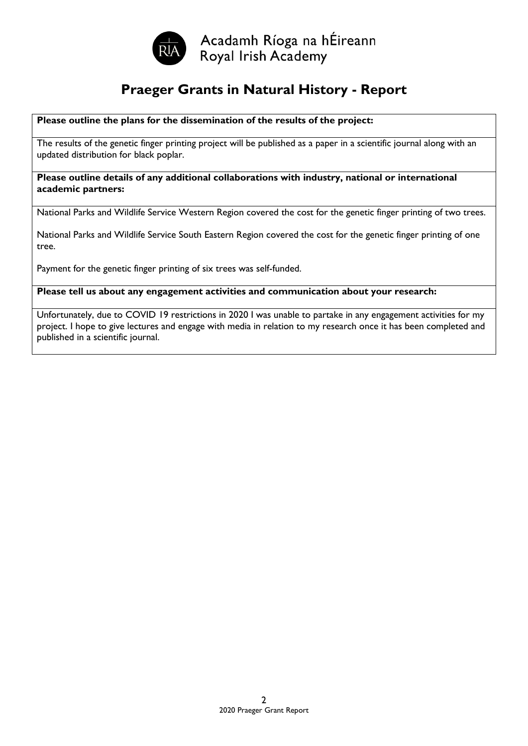Acadamh Ríoga na hÉireann
Royal Irish Academy

# Praeger Grants in Natural History - Report

**Please outline the plans for the dissemination of the results of the project:**

The results of the genetic finger printing project will be published as a paper in a scientific journal along with an updated distribution for black poplar.

**Please outline details of any additional collaborations with industry, national or international academic partners:**

National Parks and Wildlife Service Western Region covered the cost for the genetic finger printing of two trees.

National Parks and Wildlife Service South Eastern Region covered the cost for the genetic finger printing of one tree.

Payment for the genetic finger printing of six trees was self-funded.

**Please tell us about any engagement activities and communication about your research:**

Unfortunately, due to COVID 19 restrictions in 2020 I was unable to partake in any engagement activities for my project. I hope to give lectures and engage with media in relation to my research once it has been completed and published in a scientific journal.